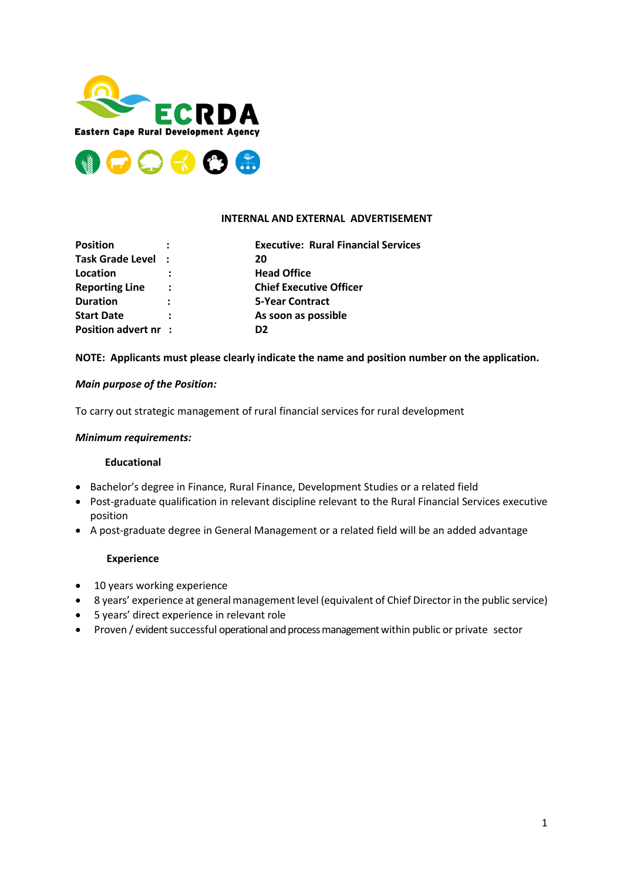ECRDA

Eastern Cape Rural Development Agency

**INTERNAL AND EXTERNAL ADVERTISEMENT**

| | | |
|---|---|---|
| **Position** | : | **Executive: Rural Financial Services** |
| **Task Grade Level** | : | **20** |
| **Location** | : | **Head Office** |
| **Reporting Line** | : | **Chief Executive Officer** |
| **Duration** | : | **5-Year Contract** |
| **Start Date** | : | **As soon as possible** |
| **Position advert nr** | : | **D2** |

**NOTE: Applicants must please clearly indicate the name and position number on the application.**

***Main purpose of the Position:***

To carry out strategic management of rural financial services for rural development

***Minimum requirements:***

**Educational**

- Bachelor's degree in Finance, Rural Finance, Development Studies or a related field
- Post-graduate qualification in relevant discipline relevant to the Rural Financial Services executive position
- A post-graduate degree in General Management or a related field will be an added advantage

**Experience**

- 10 years working experience
- 8 years' experience at general management level (equivalent of Chief Director in the public service)
- 5 years' direct experience in relevant role
- Proven / evident successful operational and process management within public or private sector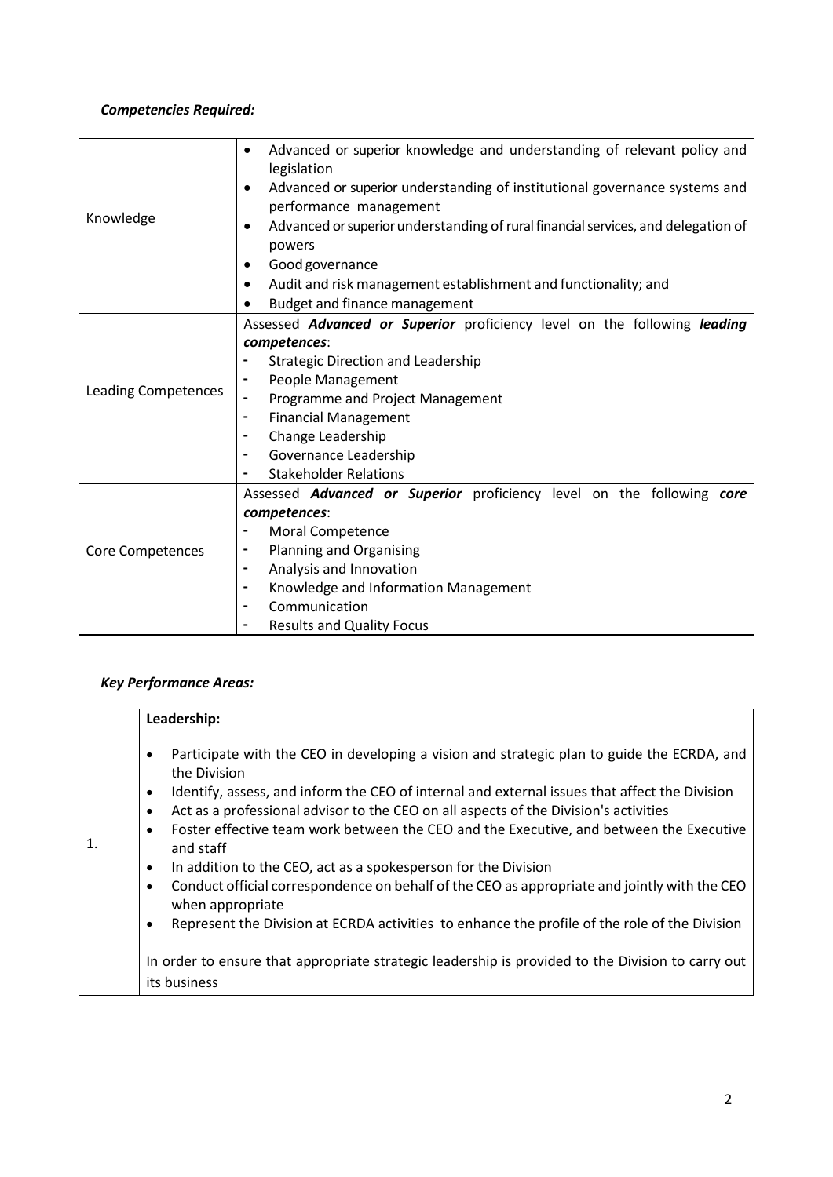***Competencies Required:***

| | |
|---|---|
| Knowledge | • Advanced or superior knowledge and understanding of relevant policy and legislation<br>• Advanced or superior understanding of institutional governance systems and performance management<br>• Advanced or superior understanding of rural financial services, and delegation of powers<br>• Good governance<br>• Audit and risk management establishment and functionality; and<br>• Budget and finance management |
| Leading Competences | Assessed ***Advanced or Superior*** proficiency level on the following ***leading competences***:<br>- Strategic Direction and Leadership<br>- People Management<br>- Programme and Project Management<br>- Financial Management<br>- Change Leadership<br>- Governance Leadership<br>- Stakeholder Relations |
| Core Competences | Assessed ***Advanced or Superior*** proficiency level on the following ***core competences***:<br>- Moral Competence<br>- Planning and Organising<br>- Analysis and Innovation<br>- Knowledge and Information Management<br>- Communication<br>- Results and Quality Focus |

***Key Performance Areas:***

| | |
|---|---|
| 1. | **Leadership:**<br>• Participate with the CEO in developing a vision and strategic plan to guide the ECRDA, and the Division<br>• Identify, assess, and inform the CEO of internal and external issues that affect the Division<br>• Act as a professional advisor to the CEO on all aspects of the Division's activities<br>• Foster effective team work between the CEO and the Executive, and between the Executive and staff<br>• In addition to the CEO, act as a spokesperson for the Division<br>• Conduct official correspondence on behalf of the CEO as appropriate and jointly with the CEO when appropriate<br>• Represent the Division at ECRDA activities to enhance the profile of the role of the Division<br><br>In order to ensure that appropriate strategic leadership is provided to the Division to carry out its business |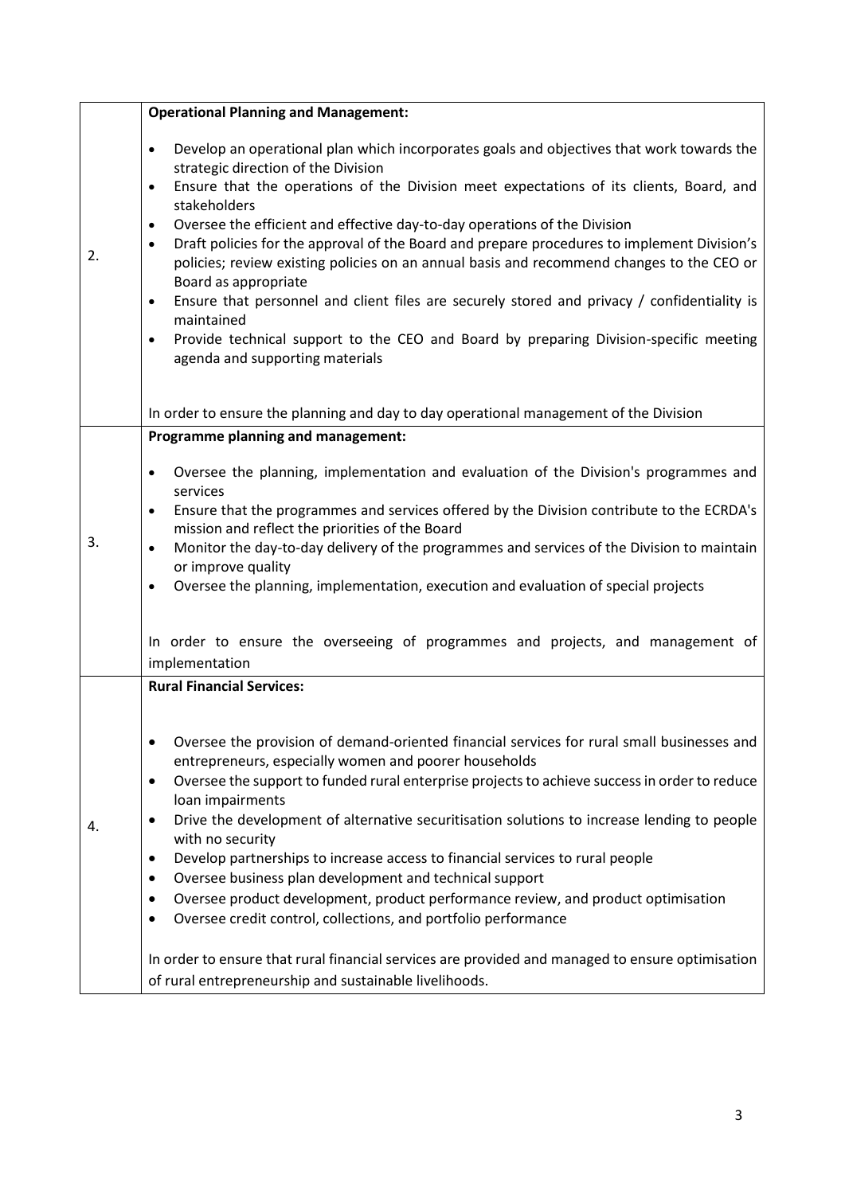| | |
|---|---|
| 2. | **Operational Planning and Management:**<br><br>• Develop an operational plan which incorporates goals and objectives that work towards the strategic direction of the Division<br>• Ensure that the operations of the Division meet expectations of its clients, Board, and stakeholders<br>• Oversee the efficient and effective day-to-day operations of the Division<br>• Draft policies for the approval of the Board and prepare procedures to implement Division's policies; review existing policies on an annual basis and recommend changes to the CEO or Board as appropriate<br>• Ensure that personnel and client files are securely stored and privacy / confidentiality is maintained<br>• Provide technical support to the CEO and Board by preparing Division-specific meeting agenda and supporting materials<br><br>In order to ensure the planning and day to day operational management of the Division |
| 3. | **Programme planning and management:**<br><br>• Oversee the planning, implementation and evaluation of the Division's programmes and services<br>• Ensure that the programmes and services offered by the Division contribute to the ECRDA's mission and reflect the priorities of the Board<br>• Monitor the day-to-day delivery of the programmes and services of the Division to maintain or improve quality<br>• Oversee the planning, implementation, execution and evaluation of special projects<br><br>In order to ensure the overseeing of programmes and projects, and management of implementation |
| 4. | **Rural Financial Services:**<br><br>• Oversee the provision of demand-oriented financial services for rural small businesses and entrepreneurs, especially women and poorer households<br>• Oversee the support to funded rural enterprise projects to achieve success in order to reduce loan impairments<br>• Drive the development of alternative securitisation solutions to increase lending to people with no security<br>• Develop partnerships to increase access to financial services to rural people<br>• Oversee business plan development and technical support<br>• Oversee product development, product performance review, and product optimisation<br>• Oversee credit control, collections, and portfolio performance<br><br>In order to ensure that rural financial services are provided and managed to ensure optimisation of rural entrepreneurship and sustainable livelihoods. |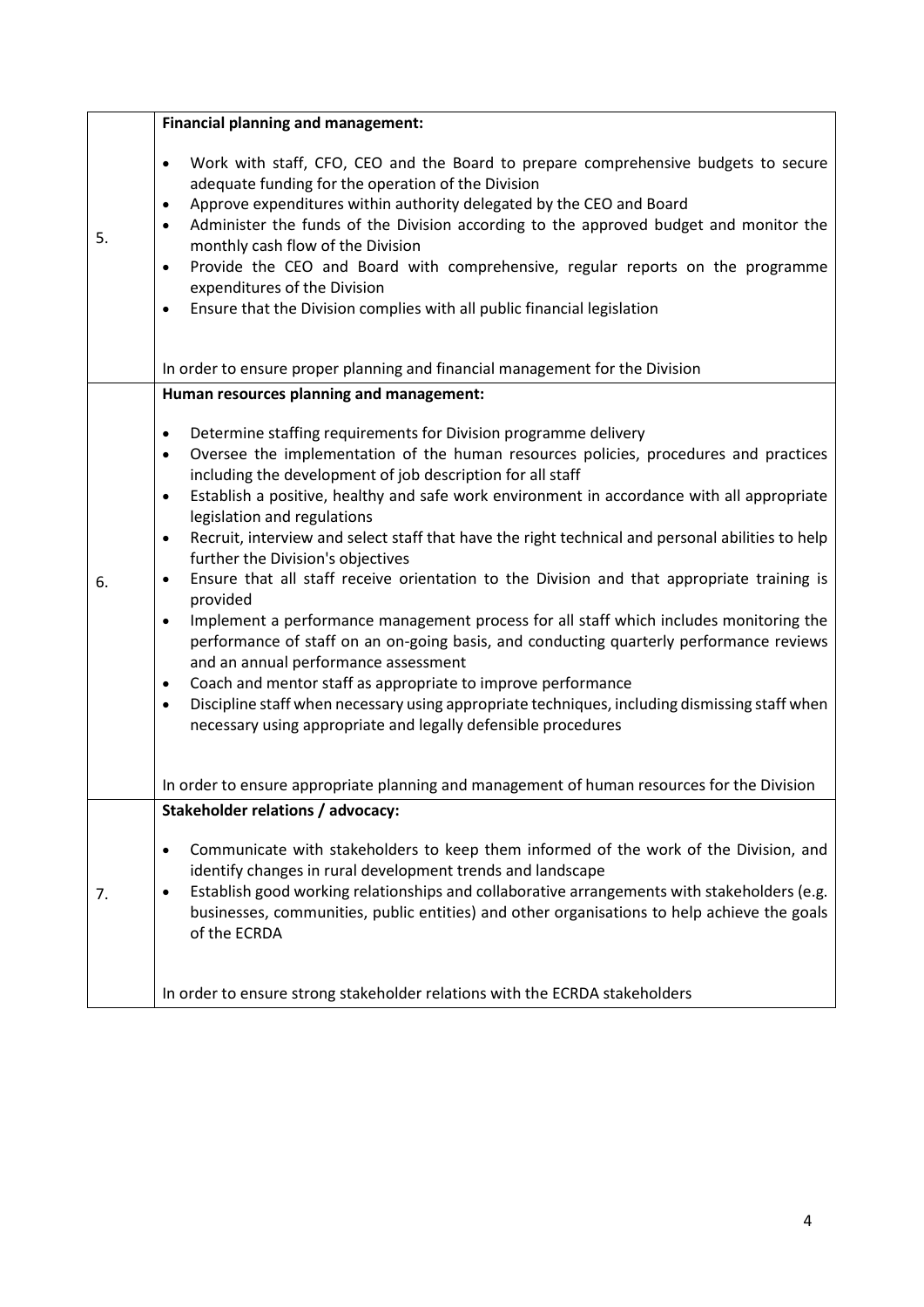| | |
|---|---|
| 5. | **Financial planning and management:**<br><br>• Work with staff, CFO, CEO and the Board to prepare comprehensive budgets to secure adequate funding for the operation of the Division<br>• Approve expenditures within authority delegated by the CEO and Board<br>• Administer the funds of the Division according to the approved budget and monitor the monthly cash flow of the Division<br>• Provide the CEO and Board with comprehensive, regular reports on the programme expenditures of the Division<br>• Ensure that the Division complies with all public financial legislation<br><br>In order to ensure proper planning and financial management for the Division |
| 6. | **Human resources planning and management:**<br><br>• Determine staffing requirements for Division programme delivery<br>• Oversee the implementation of the human resources policies, procedures and practices including the development of job description for all staff<br>• Establish a positive, healthy and safe work environment in accordance with all appropriate legislation and regulations<br>• Recruit, interview and select staff that have the right technical and personal abilities to help further the Division's objectives<br>• Ensure that all staff receive orientation to the Division and that appropriate training is provided<br>• Implement a performance management process for all staff which includes monitoring the performance of staff on an on-going basis, and conducting quarterly performance reviews and an annual performance assessment<br>• Coach and mentor staff as appropriate to improve performance<br>• Discipline staff when necessary using appropriate techniques, including dismissing staff when necessary using appropriate and legally defensible procedures<br><br>In order to ensure appropriate planning and management of human resources for the Division |
| 7. | **Stakeholder relations / advocacy:**<br><br>• Communicate with stakeholders to keep them informed of the work of the Division, and identify changes in rural development trends and landscape<br>• Establish good working relationships and collaborative arrangements with stakeholders (e.g. businesses, communities, public entities) and other organisations to help achieve the goals of the ECRDA<br><br>In order to ensure strong stakeholder relations with the ECRDA stakeholders |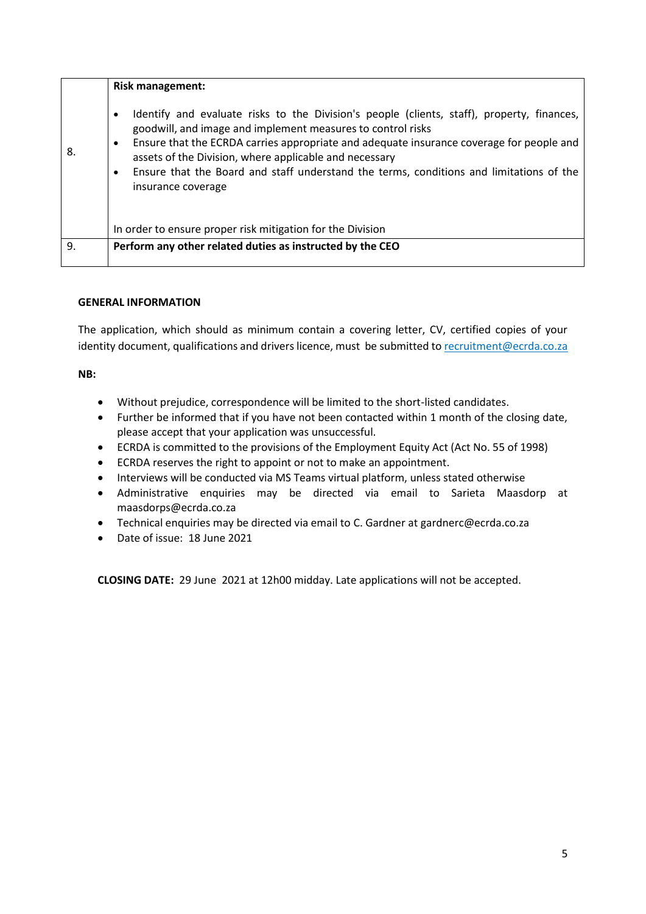| | |
|---|---|
| 8. | **Risk management:**<br><br>• Identify and evaluate risks to the Division's people (clients, staff), property, finances, goodwill, and image and implement measures to control risks<br>• Ensure that the ECRDA carries appropriate and adequate insurance coverage for people and assets of the Division, where applicable and necessary<br>• Ensure that the Board and staff understand the terms, conditions and limitations of the insurance coverage<br><br>In order to ensure proper risk mitigation for the Division |
| 9. | **Perform any other related duties as instructed by the CEO** |

**GENERAL INFORMATION**

The application, which should as minimum contain a covering letter, CV, certified copies of your identity document, qualifications and drivers licence, must be submitted to recruitment@ecrda.co.za

**NB:**

- Without prejudice, correspondence will be limited to the short-listed candidates.
- Further be informed that if you have not been contacted within 1 month of the closing date, please accept that your application was unsuccessful.
- ECRDA is committed to the provisions of the Employment Equity Act (Act No. 55 of 1998)
- ECRDA reserves the right to appoint or not to make an appointment.
- Interviews will be conducted via MS Teams virtual platform, unless stated otherwise
- Administrative enquiries may be directed via email to Sarieta Maasdorp at maasdorps@ecrda.co.za
- Technical enquiries may be directed via email to C. Gardner at gardnerc@ecrda.co.za
- Date of issue: 18 June 2021

**CLOSING DATE:** 29 June 2021 at 12h00 midday. Late applications will not be accepted.